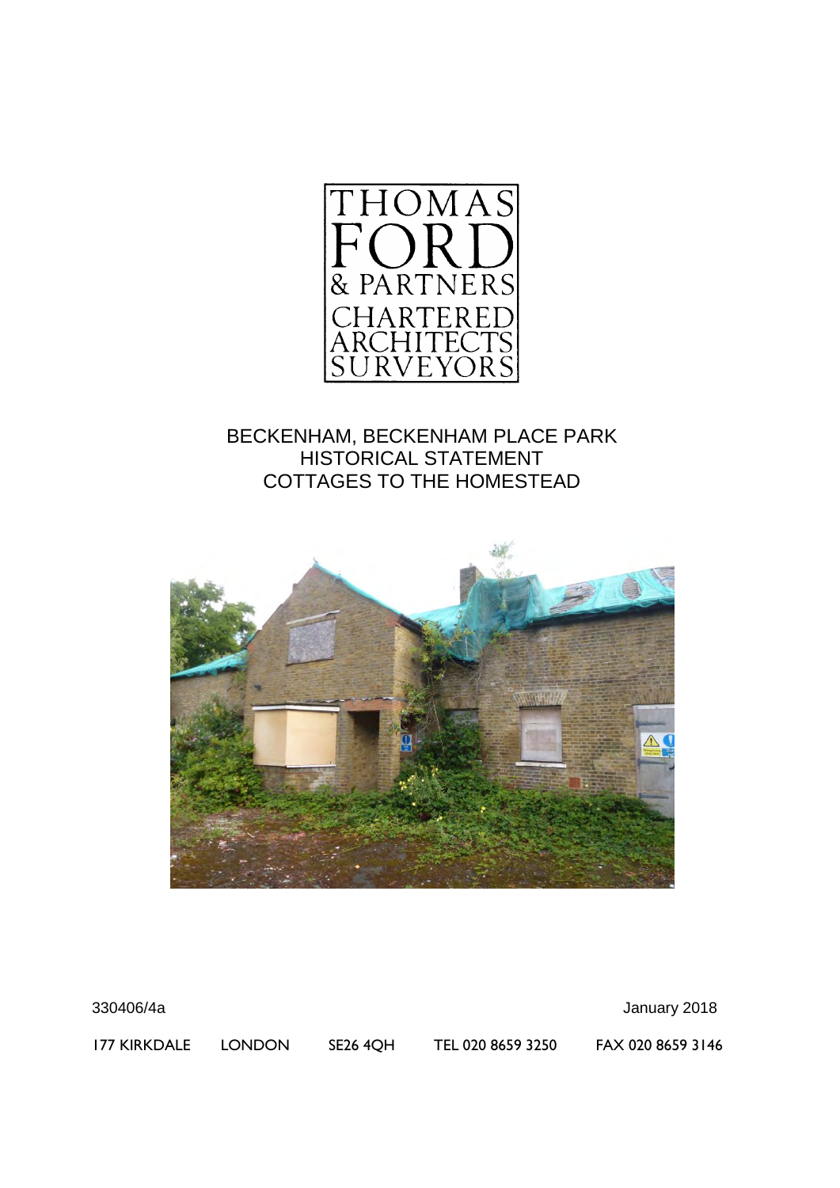THOMAS
FORD
& PARTNERS
CHARTERED
ARCHITECTS
SURVEYORS

# BECKENHAM, BECKENHAM PLACE PARK
## HISTORICAL STATEMENT
## COTTAGES TO THE HOMESTEAD

330406/4a

January 2018

177 KIRKDALE LONDON SE26 4QH TEL 020 8659 3250 FAX 020 8659 3146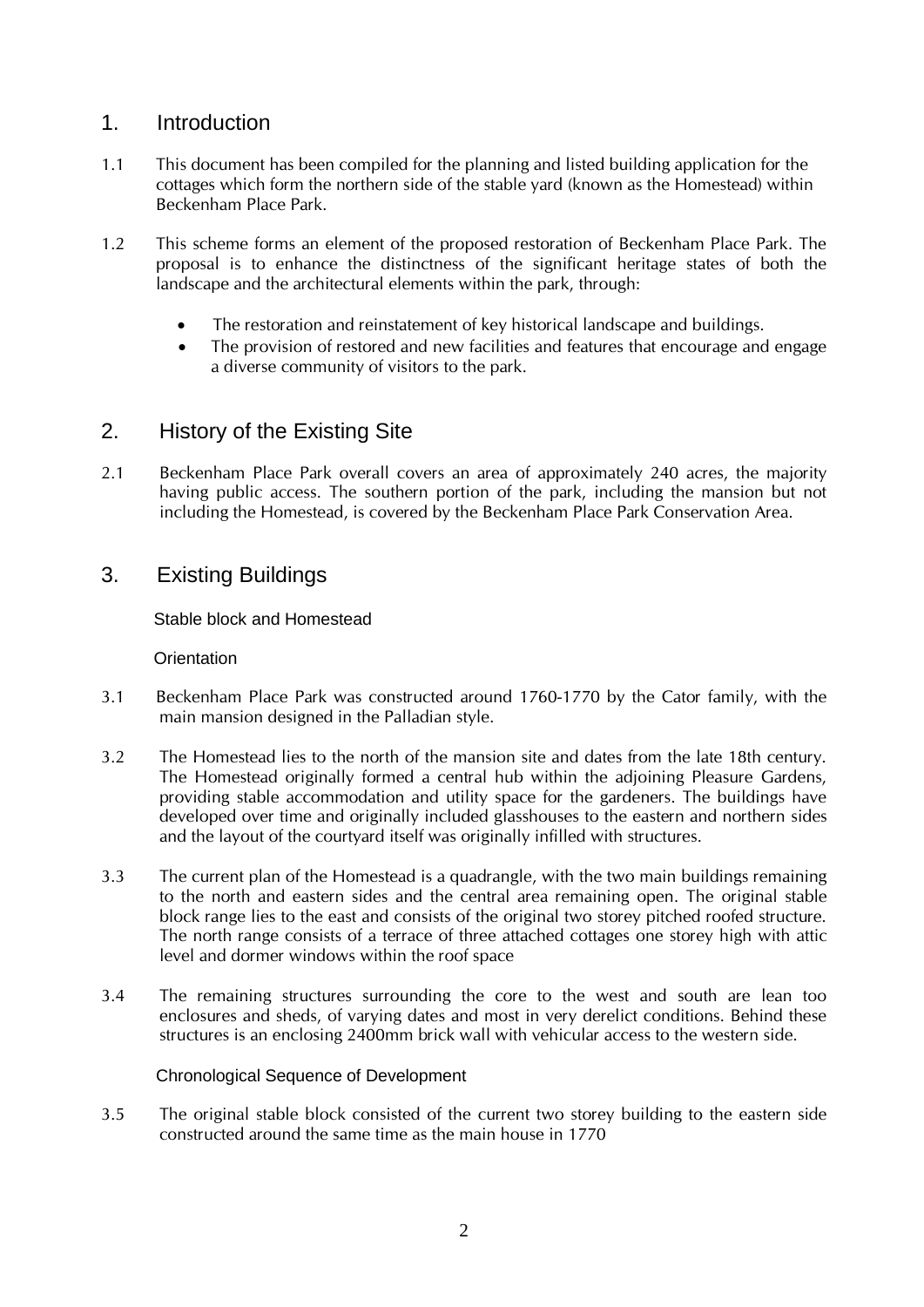## 1. Introduction

1.1 This document has been compiled for the planning and listed building application for the cottages which form the northern side of the stable yard (known as the Homestead) within Beckenham Place Park.

1.2 This scheme forms an element of the proposed restoration of Beckenham Place Park. The proposal is to enhance the distinctness of the significant heritage states of both the landscape and the architectural elements within the park, through:

- The restoration and reinstatement of key historical landscape and buildings.
- The provision of restored and new facilities and features that encourage and engage a diverse community of visitors to the park.

## 2. History of the Existing Site

2.1 Beckenham Place Park overall covers an area of approximately 240 acres, the majority having public access. The southern portion of the park, including the mansion but not including the Homestead, is covered by the Beckenham Place Park Conservation Area.

## 3. Existing Buildings

### Stable block and Homestead

#### Orientation

3.1 Beckenham Place Park was constructed around 1760-1770 by the Cator family, with the main mansion designed in the Palladian style.

3.2 The Homestead lies to the north of the mansion site and dates from the late 18th century. The Homestead originally formed a central hub within the adjoining Pleasure Gardens, providing stable accommodation and utility space for the gardeners. The buildings have developed over time and originally included glasshouses to the eastern and northern sides and the layout of the courtyard itself was originally infilled with structures.

3.3 The current plan of the Homestead is a quadrangle, with the two main buildings remaining to the north and eastern sides and the central area remaining open. The original stable block range lies to the east and consists of the original two storey pitched roofed structure. The north range consists of a terrace of three attached cottages one storey high with attic level and dormer windows within the roof space

3.4 The remaining structures surrounding the core to the west and south are lean too enclosures and sheds, of varying dates and most in very derelict conditions. Behind these structures is an enclosing 2400mm brick wall with vehicular access to the western side.

#### Chronological Sequence of Development

3.5 The original stable block consisted of the current two storey building to the eastern side constructed around the same time as the main house in 1770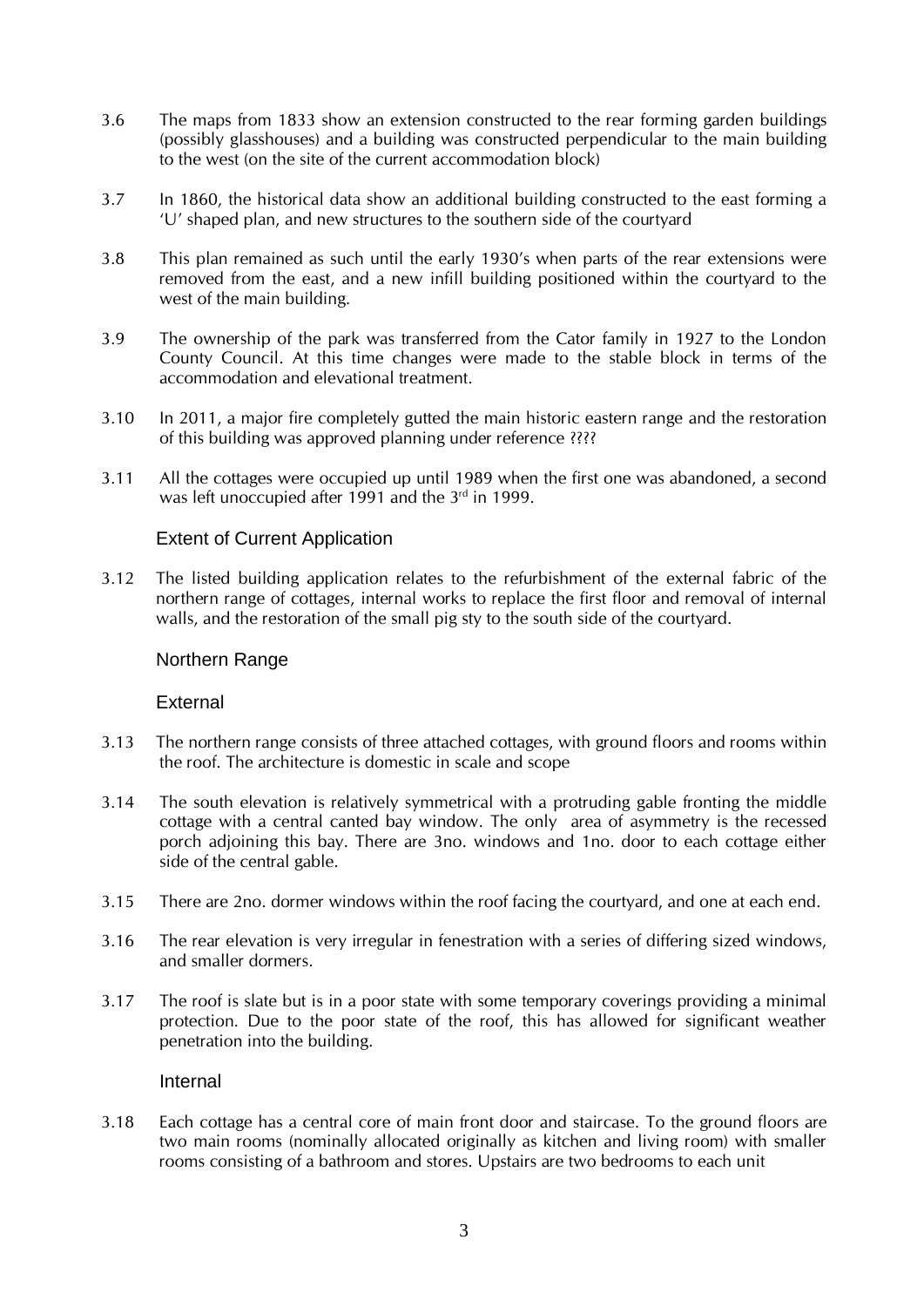3.6 The maps from 1833 show an extension constructed to the rear forming garden buildings (possibly glasshouses) and a building was constructed perpendicular to the main building to the west (on the site of the current accommodation block)

3.7 In 1860, the historical data show an additional building constructed to the east forming a 'U' shaped plan, and new structures to the southern side of the courtyard

3.8 This plan remained as such until the early 1930's when parts of the rear extensions were removed from the east, and a new infill building positioned within the courtyard to the west of the main building.

3.9 The ownership of the park was transferred from the Cator family in 1927 to the London County Council. At this time changes were made to the stable block in terms of the accommodation and elevational treatment.

3.10 In 2011, a major fire completely gutted the main historic eastern range and the restoration of this building was approved planning under reference ????

3.11 All the cottages were occupied up until 1989 when the first one was abandoned, a second was left unoccupied after 1991 and the 3rd in 1999.

## Extent of Current Application

3.12 The listed building application relates to the refurbishment of the external fabric of the northern range of cottages, internal works to replace the first floor and removal of internal walls, and the restoration of the small pig sty to the south side of the courtyard.

## Northern Range

### External

3.13 The northern range consists of three attached cottages, with ground floors and rooms within the roof. The architecture is domestic in scale and scope

3.14 The south elevation is relatively symmetrical with a protruding gable fronting the middle cottage with a central canted bay window. The only area of asymmetry is the recessed porch adjoining this bay. There are 3no. windows and 1no. door to each cottage either side of the central gable.

3.15 There are 2no. dormer windows within the roof facing the courtyard, and one at each end.

3.16 The rear elevation is very irregular in fenestration with a series of differing sized windows, and smaller dormers.

3.17 The roof is slate but is in a poor state with some temporary coverings providing a minimal protection. Due to the poor state of the roof, this has allowed for significant weather penetration into the building.

### Internal

3.18 Each cottage has a central core of main front door and staircase. To the ground floors are two main rooms (nominally allocated originally as kitchen and living room) with smaller rooms consisting of a bathroom and stores. Upstairs are two bedrooms to each unit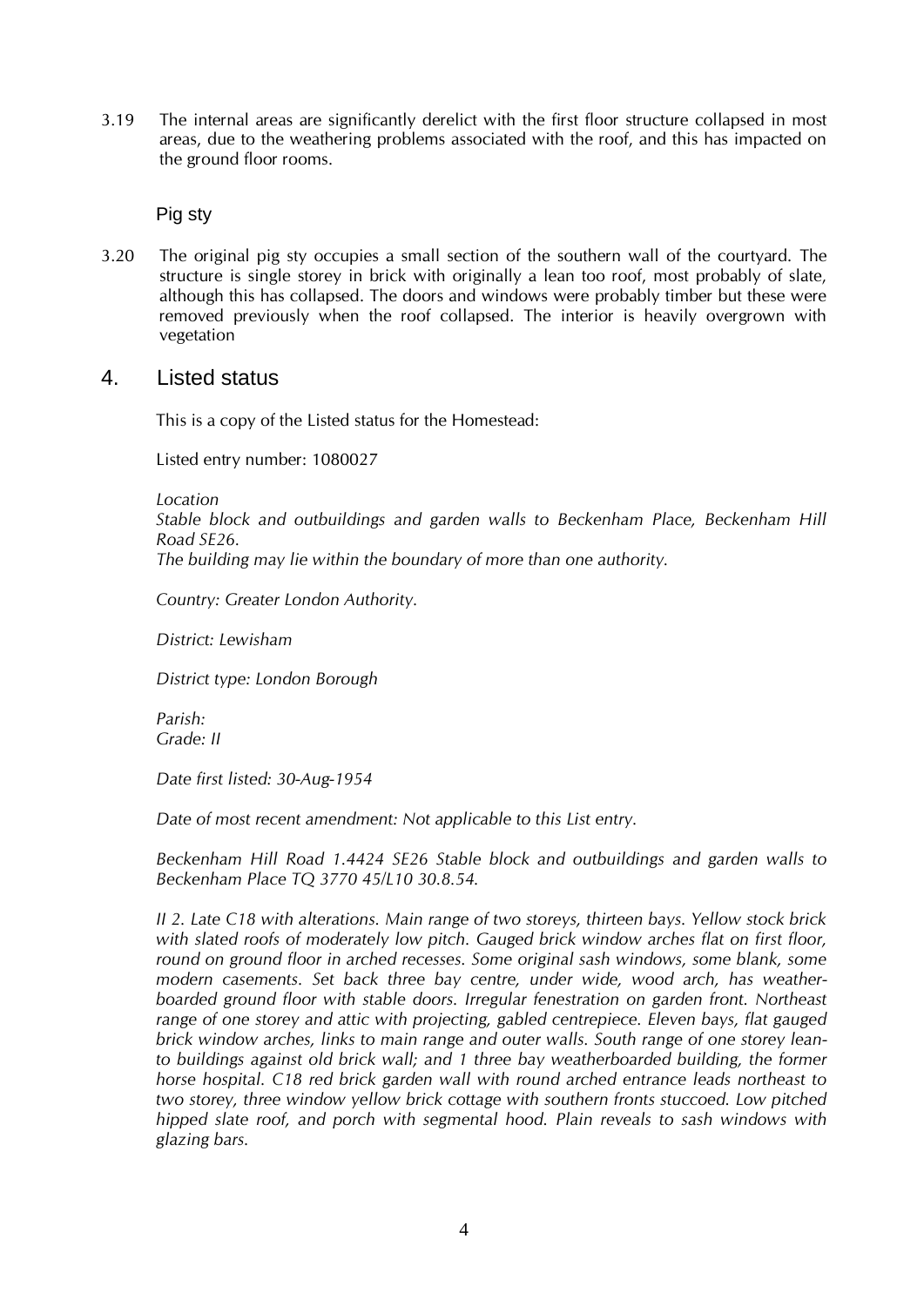3.19 The internal areas are significantly derelict with the first floor structure collapsed in most areas, due to the weathering problems associated with the roof, and this has impacted on the ground floor rooms.

### Pig sty

3.20 The original pig sty occupies a small section of the southern wall of the courtyard. The structure is single storey in brick with originally a lean too roof, most probably of slate, although this has collapsed. The doors and windows were probably timber but these were removed previously when the roof collapsed. The interior is heavily overgrown with vegetation

## 4. Listed status

This is a copy of the Listed status for the Homestead:

Listed entry number: 1080027

*Location*
*Stable block and outbuildings and garden walls to Beckenham Place, Beckenham Hill Road SE26.*
*The building may lie within the boundary of more than one authority.*

*Country: Greater London Authority.*

*District: Lewisham*

*District type: London Borough*

*Parish:*
*Grade: II*

*Date first listed: 30-Aug-1954*

*Date of most recent amendment: Not applicable to this List entry.*

*Beckenham Hill Road 1.4424 SE26 Stable block and outbuildings and garden walls to Beckenham Place TQ 3770 45/L10 30.8.54.*

*II 2. Late C18 with alterations. Main range of two storeys, thirteen bays. Yellow stock brick with slated roofs of moderately low pitch. Gauged brick window arches flat on first floor, round on ground floor in arched recesses. Some original sash windows, some blank, some modern casements. Set back three bay centre, under wide, wood arch, has weather-boarded ground floor with stable doors. Irregular fenestration on garden front. Northeast range of one storey and attic with projecting, gabled centrepiece. Eleven bays, flat gauged brick window arches, links to main range and outer walls. South range of one storey lean-to buildings against old brick wall; and 1 three bay weatherboarded building, the former horse hospital. C18 red brick garden wall with round arched entrance leads northeast to two storey, three window yellow brick cottage with southern fronts stuccoed. Low pitched hipped slate roof, and porch with segmental hood. Plain reveals to sash windows with glazing bars.*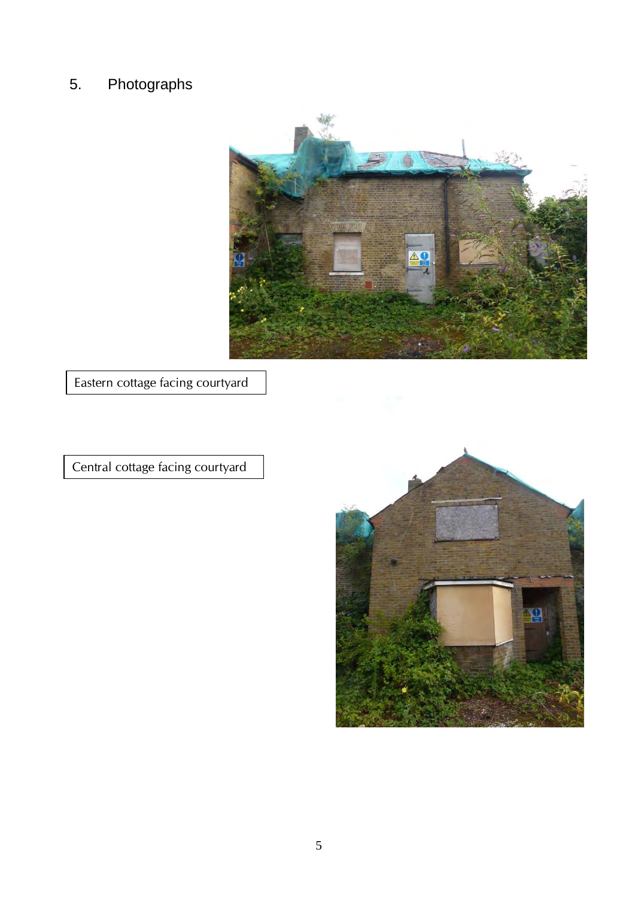## 5. Photographs

Eastern cottage facing courtyard

Central cottage facing courtyard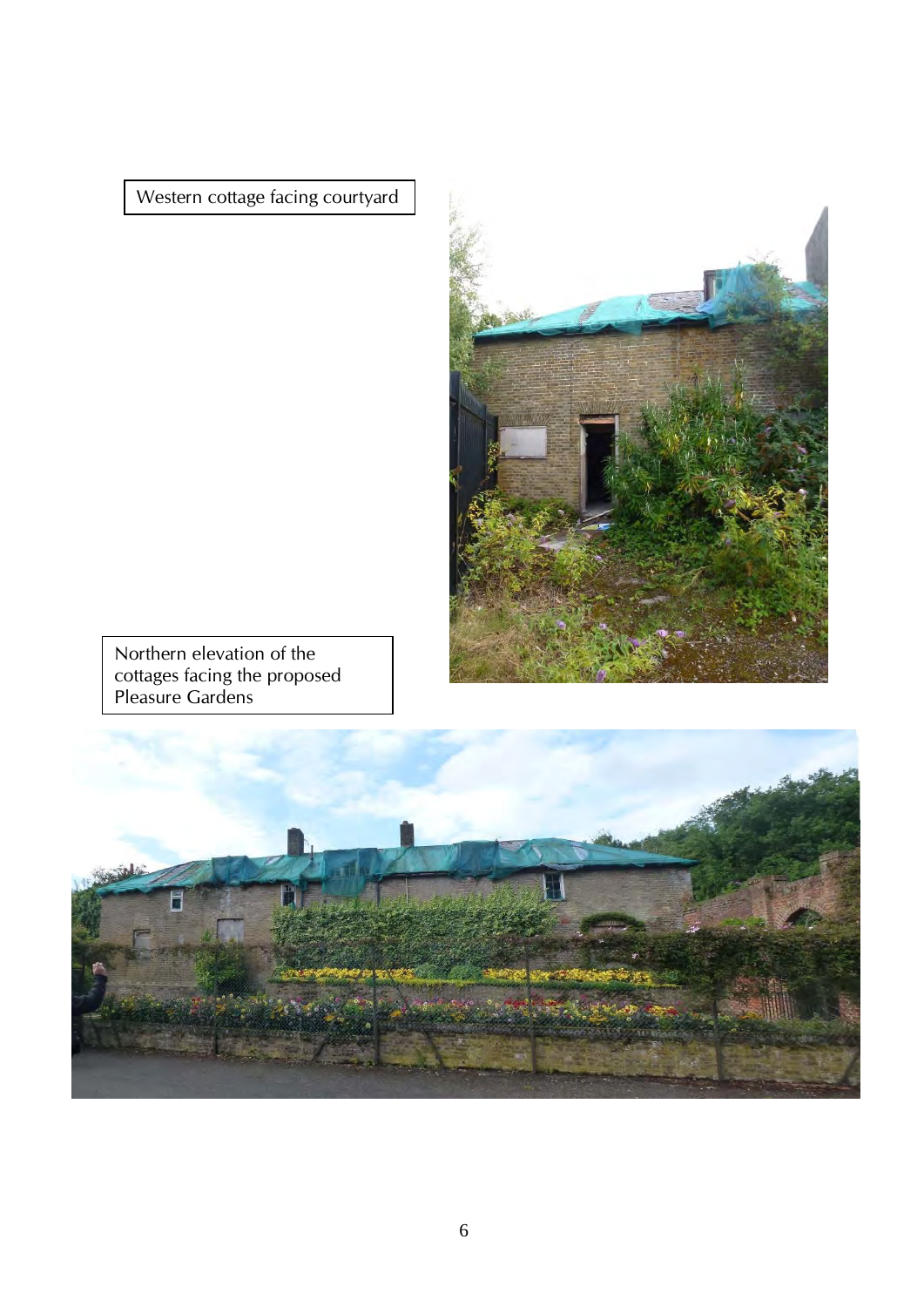Western cottage facing courtyard

Northern elevation of the cottages facing the proposed Pleasure Gardens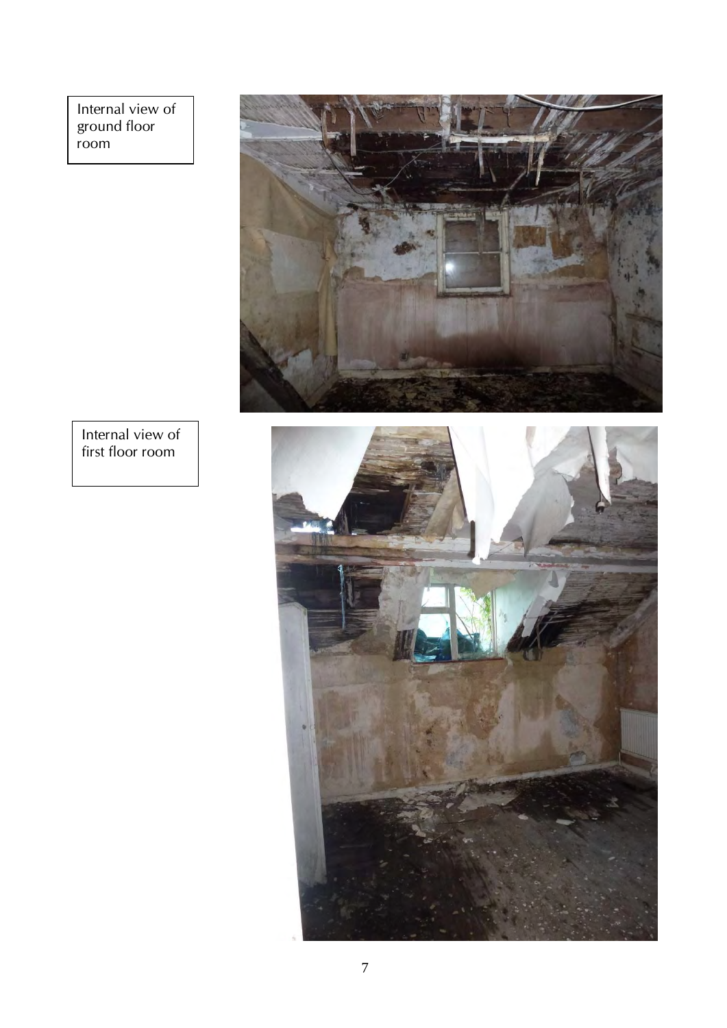Internal view of ground floor room

Internal view of first floor room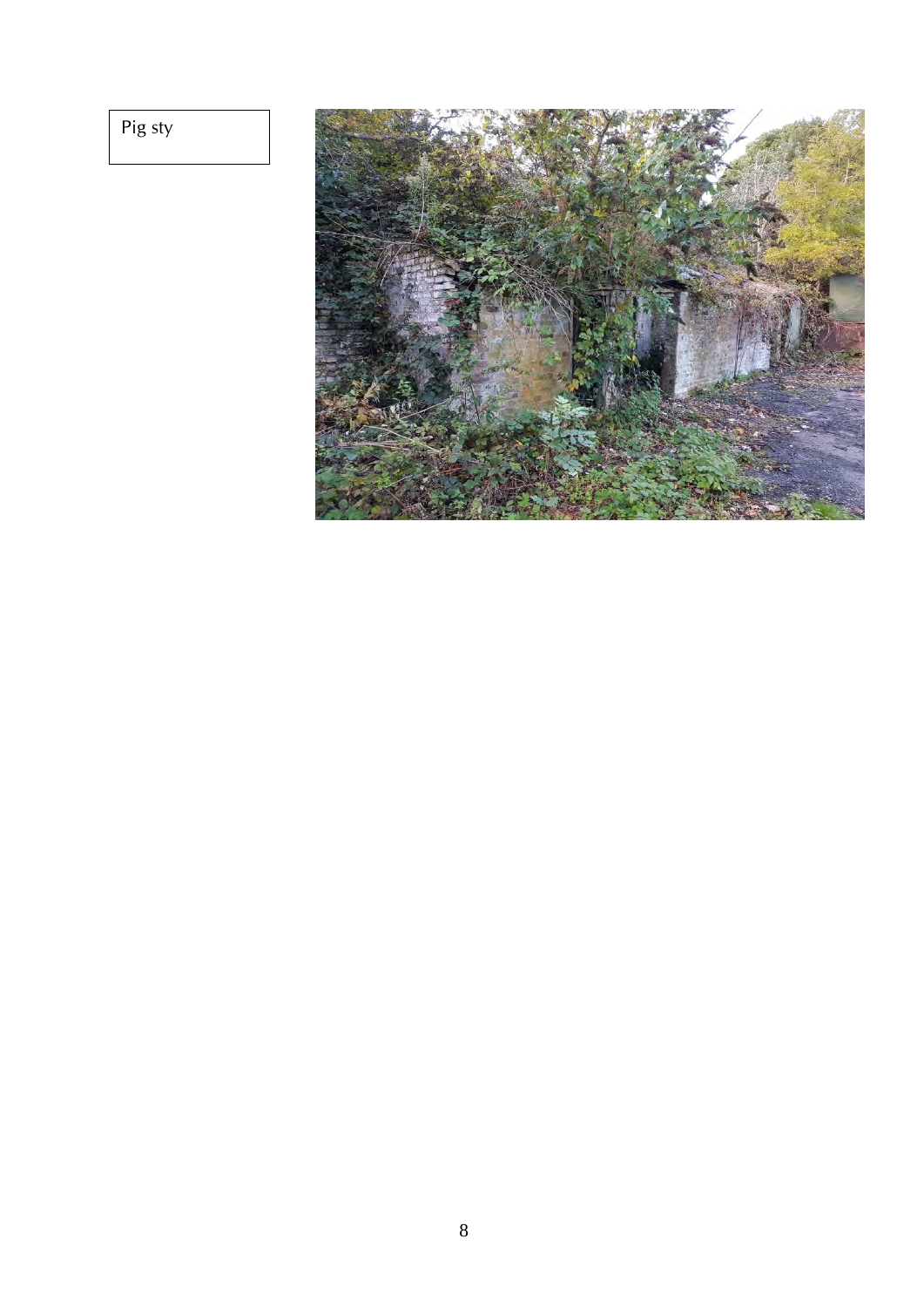Pig sty